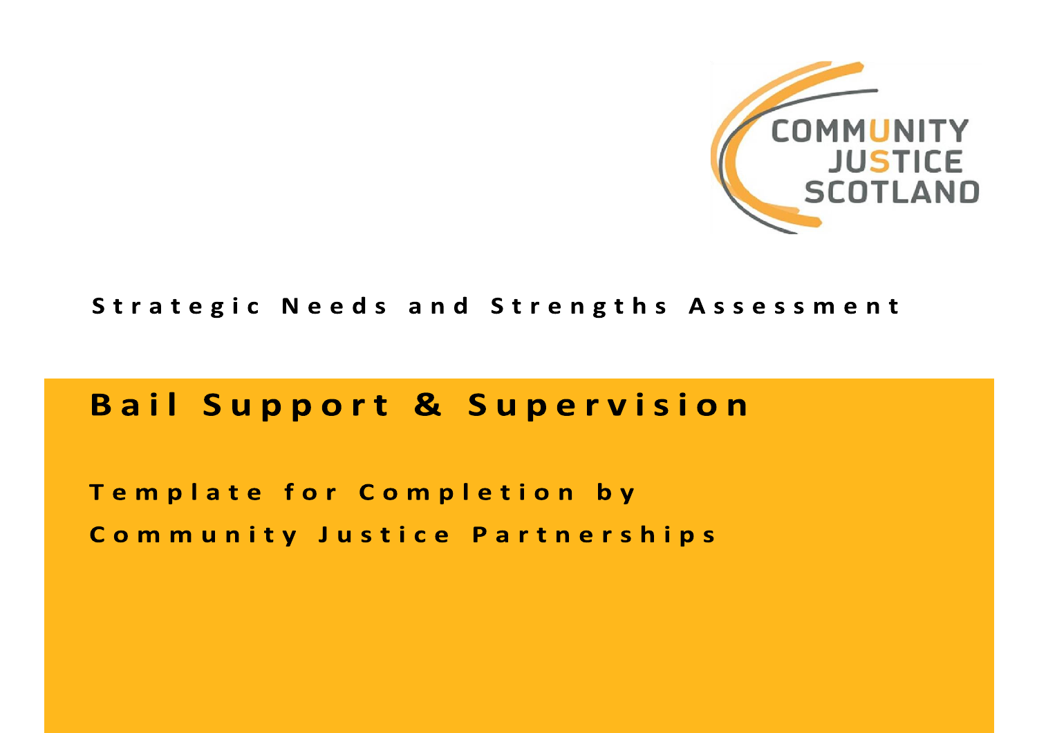COMMUNITY JUSTICE SCOTLAND

Strategic Needs and Strengths Assessment

# Bail Support & Supervision

## Template for Completion by Community Justice Partnerships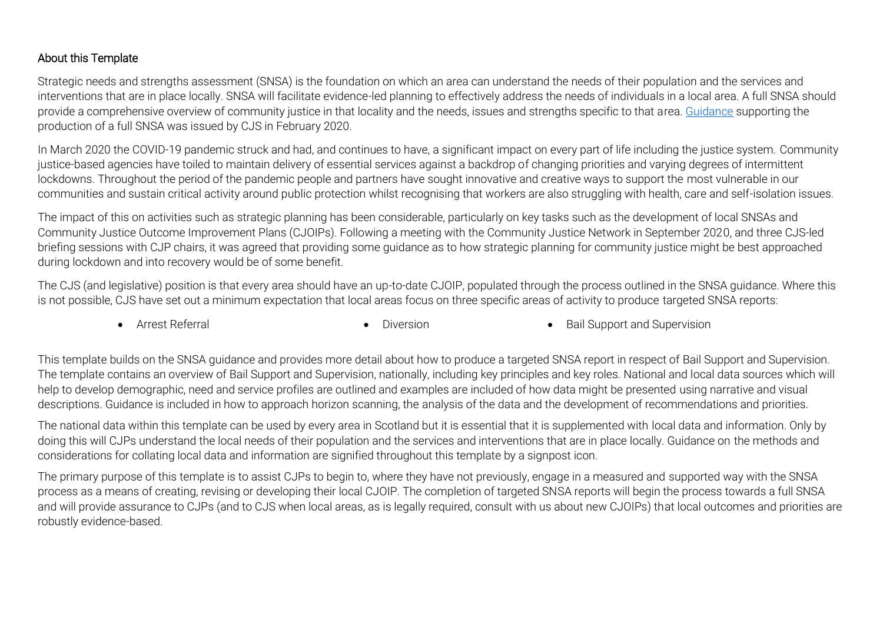## About this Template

Strategic needs and strengths assessment (SNSA) is the foundation on which an area can understand the needs of their population and the services and interventions that are in place locally. SNSA will facilitate evidence-led planning to effectively address the needs of individuals in a local area. A full SNSA should provide a comprehensive overview of community justice in that locality and the needs, issues and strengths specific to that area. Guidance supporting the production of a full SNSA was issued by CJS in February 2020.

In March 2020 the COVID-19 pandemic struck and had, and continues to have, a significant impact on every part of life including the justice system. Community justice-based agencies have toiled to maintain delivery of essential services against a backdrop of changing priorities and varying degrees of intermittent lockdowns. Throughout the period of the pandemic people and partners have sought innovative and creative ways to support the most vulnerable in our communities and sustain critical activity around public protection whilst recognising that workers are also struggling with health, care and self-isolation issues.

The impact of this on activities such as strategic planning has been considerable, particularly on key tasks such as the development of local SNSAs and Community Justice Outcome Improvement Plans (CJOIPs). Following a meeting with the Community Justice Network in September 2020, and three CJS-led briefing sessions with CJP chairs, it was agreed that providing some guidance as to how strategic planning for community justice might be best approached during lockdown and into recovery would be of some benefit.

The CJS (and legislative) position is that every area should have an up-to-date CJOIP, populated through the process outlined in the SNSA guidance. Where this is not possible, CJS have set out a minimum expectation that local areas focus on three specific areas of activity to produce targeted SNSA reports:

- Arrest Referral
- Diversion
- Bail Support and Supervision

This template builds on the SNSA guidance and provides more detail about how to produce a targeted SNSA report in respect of Bail Support and Supervision. The template contains an overview of Bail Support and Supervision, nationally, including key principles and key roles. National and local data sources which will help to develop demographic, need and service profiles are outlined and examples are included of how data might be presented using narrative and visual descriptions. Guidance is included in how to approach horizon scanning, the analysis of the data and the development of recommendations and priorities.

The national data within this template can be used by every area in Scotland but it is essential that it is supplemented with local data and information. Only by doing this will CJPs understand the local needs of their population and the services and interventions that are in place locally. Guidance on the methods and considerations for collating local data and information are signified throughout this template by a signpost icon.

The primary purpose of this template is to assist CJPs to begin to, where they have not previously, engage in a measured and supported way with the SNSA process as a means of creating, revising or developing their local CJOIP. The completion of targeted SNSA reports will begin the process towards a full SNSA and will provide assurance to CJPs (and to CJS when local areas, as is legally required, consult with us about new CJOIPs) that local outcomes and priorities are robustly evidence-based.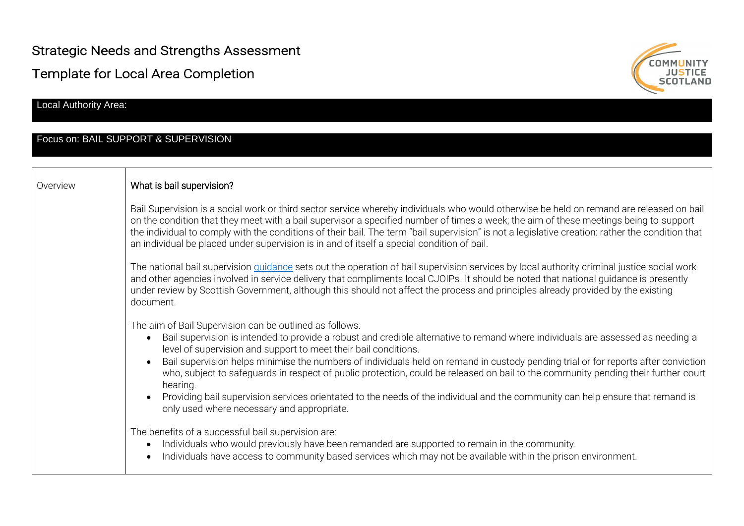# Strategic Needs and Strengths Assessment

## Template for Local Area Completion

COMMUNITY JUSTICE SCOTLAND

| Local Authority Area: |
|---|

| Focus on: BAIL SUPPORT & SUPERVISION |
|---|

| | |
|---|---|
| Overview | **What is bail supervision?**<br><br>Bail Supervision is a social work or third sector service whereby individuals who would otherwise be held on remand are released on bail on the condition that they meet with a bail supervisor a specified number of times a week; the aim of these meetings being to support the individual to comply with the conditions of their bail. The term "bail supervision" is not a legislative creation: rather the condition that an individual be placed under supervision is in and of itself a special condition of bail.<br><br>The national bail supervision guidance sets out the operation of bail supervision services by local authority criminal justice social work and other agencies involved in service delivery that compliments local CJOIPs. It should be noted that national guidance is presently under review by Scottish Government, although this should not affect the process and principles already provided by the existing document.<br><br>The aim of Bail Supervision can be outlined as follows:<br>• Bail supervision is intended to provide a robust and credible alternative to remand where individuals are assessed as needing a level of supervision and support to meet their bail conditions.<br>• Bail supervision helps minimise the numbers of individuals held on remand in custody pending trial or for reports after conviction who, subject to safeguards in respect of public protection, could be released on bail to the community pending their further court hearing.<br>• Providing bail supervision services orientated to the needs of the individual and the community can help ensure that remand is only used where necessary and appropriate.<br><br>The benefits of a successful bail supervision are:<br>• Individuals who would previously have been remanded are supported to remain in the community.<br>• Individuals have access to community based services which may not be available within the prison environment. |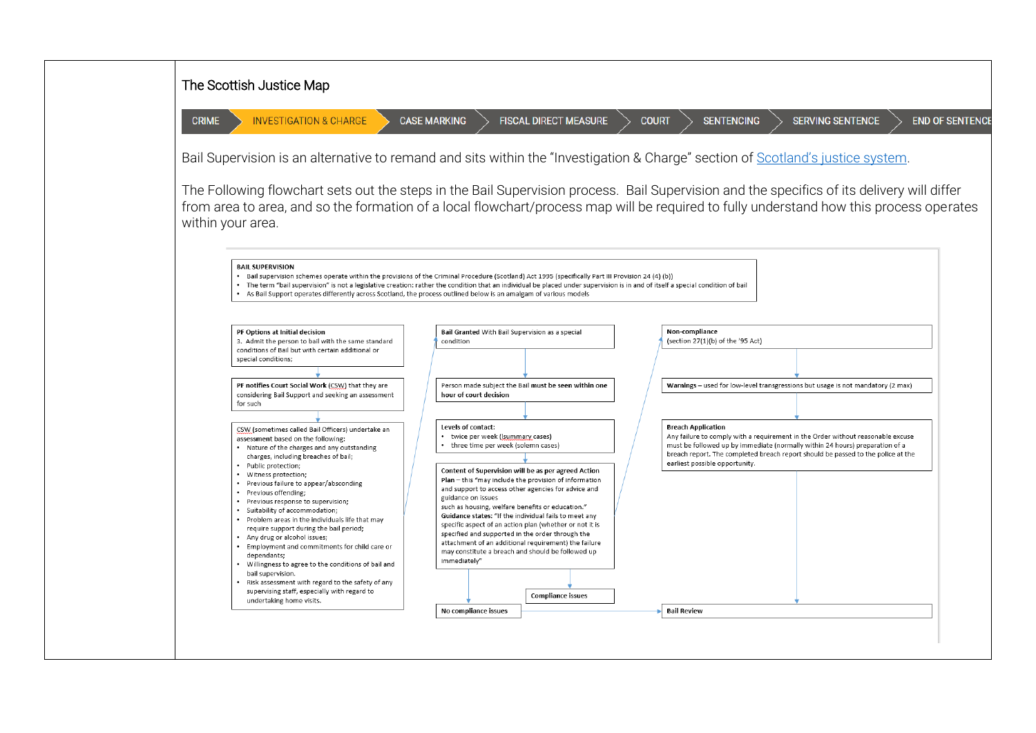## The Scottish Justice Map

CRIME > **INVESTIGATION & CHARGE** > CASE MARKING > FISCAL DIRECT MEASURE > COURT > SENTENCING > SERVING SENTENCE > END OF SENTENCE

Bail Supervision is an alternative to remand and sits within the "Investigation & Charge" section of [Scotland's justice system](#).

The Following flowchart sets out the steps in the Bail Supervision process. Bail Supervision and the specifics of its delivery will differ from area to area, and so the formation of a local flowchart/process map will be required to fully understand how this process operates within your area.

**BAIL SUPERVISION**

- Bail supervision schemes operate within the provisions of the Criminal Procedure (Scotland) Act 1995 (specifically Part III Provision 24 (4) (b))
- The term "bail supervision" is not a legislative creation: rather the condition that an individual be placed under supervision is in and of itself a special condition of bail
- As Bail Support operates differently across Scotland, the process outlined below is an amalgam of various models

**PF Options at Initial decision**
3. Admit the person to bail with the same standard conditions of Bail but with certain additional or special conditions;

↓

**PF notifies Court Social Work** (CSW) that they are considering Bail Support and seeking an assessment for such

↓

CSW (sometimes called Bail Officers) undertake an assessment based on the following:

- Nature of the charges and any outstanding charges, including breaches of bail;
- Public protection;
- Witness protection;
- Previous failure to appear/absconding
- Previous offending;
- Previous response to supervision;
- Suitability of accommodation;
- Problem areas in the individuals life that may require support during the bail period;
- Any drug or alcohol issues;
- Employment and commitments for child care or dependants;
- Willingness to agree to the conditions of bail and bail supervision.
- Risk assessment with regard to the safety of any supervising staff, especially with regard to undertaking home visits.

→

**Bail Granted** With Bail Supervision as a special condition

↓

Person made subject the Bail **must be seen within one hour of court decision**

↓

**Levels of contact:**

- twice per week (summary cases)
- three time per week (solemn cases)

↓

**Content of Supervision will be as per agreed Action Plan** – this "may include the provision of information and support to access other agencies for advice and guidance on issues such as housing, welfare benefits or education."
**Guidance states:** "If the individual fails to meet any specific aspect of an action plan (whether or not it is specified and supported in the order through the attachment of an additional requirement) the failure may constitute a breach and should be followed up immediately"

↓

**No compliance issues** → **Bail Review**

**Compliance issues** →

**Non-compliance**
(section 27(1)(b) of the '95 Act)

↓

**Warnings** – used for low-level transgressions but usage is not mandatory (2 max)

↓

**Breach Application**
Any failure to comply with a requirement in the Order without reasonable excuse must be followed up by immediate (normally within 24 hours) preparation of a breach report. The completed breach report should be passed to the police at the earliest possible opportunity.

↓

**Bail Review**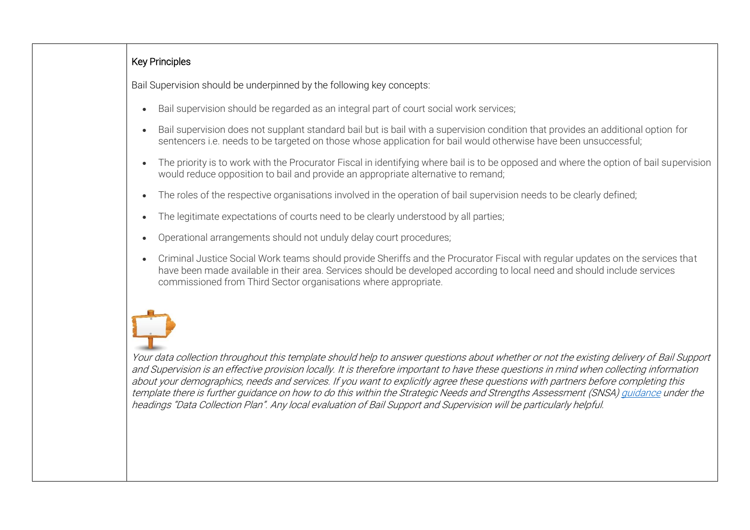### Key Principles

Bail Supervision should be underpinned by the following key concepts:

- Bail supervision should be regarded as an integral part of court social work services;
- Bail supervision does not supplant standard bail but is bail with a supervision condition that provides an additional option for sentencers i.e. needs to be targeted on those whose application for bail would otherwise have been unsuccessful;
- The priority is to work with the Procurator Fiscal in identifying where bail is to be opposed and where the option of bail supervision would reduce opposition to bail and provide an appropriate alternative to remand;
- The roles of the respective organisations involved in the operation of bail supervision needs to be clearly defined;
- The legitimate expectations of courts need to be clearly understood by all parties;
- Operational arrangements should not unduly delay court procedures;
- Criminal Justice Social Work teams should provide Sheriffs and the Procurator Fiscal with regular updates on the services that have been made available in their area. Services should be developed according to local need and should include services commissioned from Third Sector organisations where appropriate.

*Your data collection throughout this template should help to answer questions about whether or not the existing delivery of Bail Support and Supervision is an effective provision locally. It is therefore important to have these questions in mind when collecting information about your demographics, needs and services. If you want to explicitly agree these questions with partners before completing this template there is further guidance on how to do this within the Strategic Needs and Strengths Assessment (SNSA) guidance under the headings "Data Collection Plan". Any local evaluation of Bail Support and Supervision will be particularly helpful.*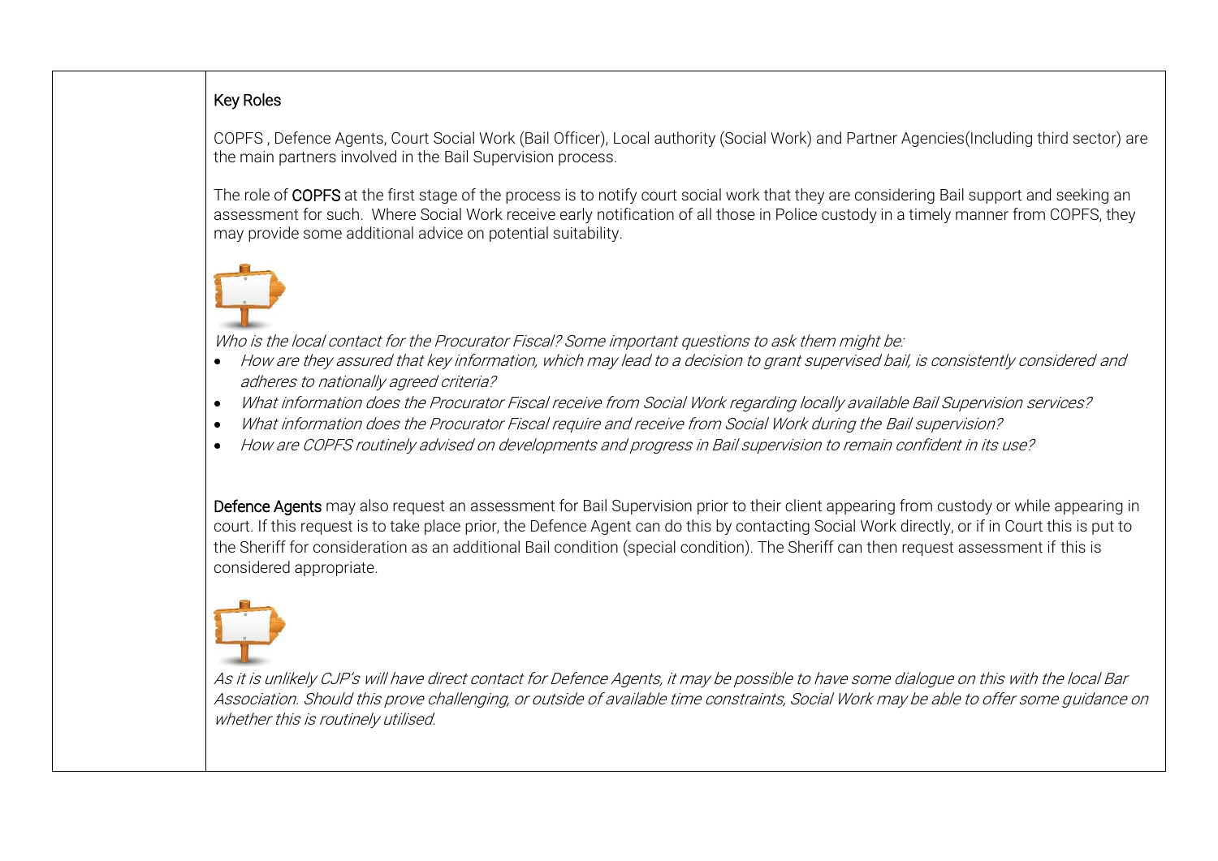Key Roles

COPFS , Defence Agents, Court Social Work (Bail Officer), Local authority (Social Work) and Partner Agencies(Including third sector) are the main partners involved in the Bail Supervision process.

The role of **COPFS** at the first stage of the process is to notify court social work that they are considering Bail support and seeking an assessment for such. Where Social Work receive early notification of all those in Police custody in a timely manner from COPFS, they may provide some additional advice on potential suitability.

*Who is the local contact for the Procurator Fiscal? Some important questions to ask them might be:*

- *How are they assured that key information, which may lead to a decision to grant supervised bail, is consistently considered and adheres to nationally agreed criteria?*
- *What information does the Procurator Fiscal receive from Social Work regarding locally available Bail Supervision services?*
- *What information does the Procurator Fiscal require and receive from Social Work during the Bail supervision?*
- *How are COPFS routinely advised on developments and progress in Bail supervision to remain confident in its use?*

**Defence Agents** may also request an assessment for Bail Supervision prior to their client appearing from custody or while appearing in court. If this request is to take place prior, the Defence Agent can do this by contacting Social Work directly, or if in Court this is put to the Sheriff for consideration as an additional Bail condition (special condition). The Sheriff can then request assessment if this is considered appropriate.

*As it is unlikely CJP's will have direct contact for Defence Agents, it may be possible to have some dialogue on this with the local Bar Association. Should this prove challenging, or outside of available time constraints, Social Work may be able to offer some guidance on whether this is routinely utilised.*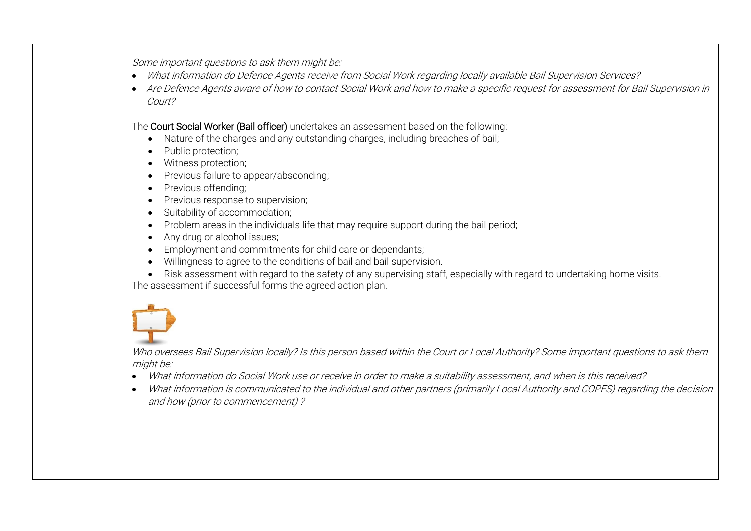*Some important questions to ask them might be:*

- *What information do Defence Agents receive from Social Work regarding locally available Bail Supervision Services?*
- *Are Defence Agents aware of how to contact Social Work and how to make a specific request for assessment for Bail Supervision in Court?*

The **Court Social Worker (Bail officer)** undertakes an assessment based on the following:

- Nature of the charges and any outstanding charges, including breaches of bail;
- Public protection;
- Witness protection;
- Previous failure to appear/absconding;
- Previous offending;
- Previous response to supervision;
- Suitability of accommodation;
- Problem areas in the individuals life that may require support during the bail period;
- Any drug or alcohol issues;
- Employment and commitments for child care or dependants;
- Willingness to agree to the conditions of bail and bail supervision.
- Risk assessment with regard to the safety of any supervising staff, especially with regard to undertaking home visits.

The assessment if successful forms the agreed action plan.

*Who oversees Bail Supervision locally? Is this person based within the Court or Local Authority? Some important questions to ask them might be:*

- *What information do Social Work use or receive in order to make a suitability assessment, and when is this received?*
- *What information is communicated to the individual and other partners (primarily Local Authority and COPFS) regarding the decision and how (prior to commencement) ?*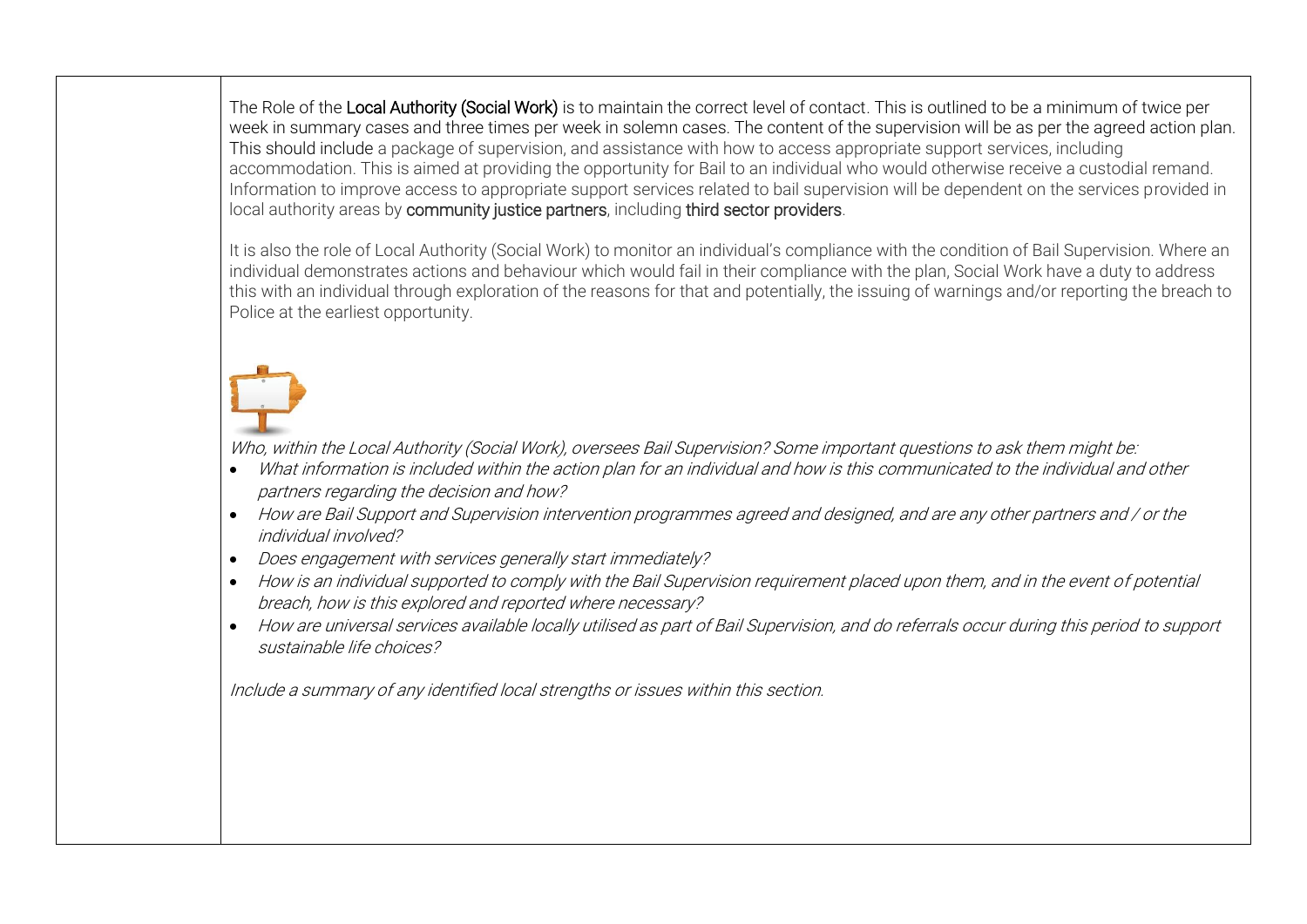The Role of the **Local Authority (Social Work)** is to maintain the correct level of contact. This is outlined to be a minimum of twice per week in summary cases and three times per week in solemn cases. The content of the supervision will be as per the agreed action plan. This should include a package of supervision, and assistance with how to access appropriate support services, including accommodation. This is aimed at providing the opportunity for Bail to an individual who would otherwise receive a custodial remand. Information to improve access to appropriate support services related to bail supervision will be dependent on the services provided in local authority areas by **community justice partners**, including **third sector providers**.

It is also the role of Local Authority (Social Work) to monitor an individual's compliance with the condition of Bail Supervision. Where an individual demonstrates actions and behaviour which would fail in their compliance with the plan, Social Work have a duty to address this with an individual through exploration of the reasons for that and potentially, the issuing of warnings and/or reporting the breach to Police at the earliest opportunity.

*Who, within the Local Authority (Social Work), oversees Bail Supervision? Some important questions to ask them might be:*

- *What information is included within the action plan for an individual and how is this communicated to the individual and other partners regarding the decision and how?*
- *How are Bail Support and Supervision intervention programmes agreed and designed, and are any other partners and / or the individual involved?*
- *Does engagement with services generally start immediately?*
- *How is an individual supported to comply with the Bail Supervision requirement placed upon them, and in the event of potential breach, how is this explored and reported where necessary?*
- *How are universal services available locally utilised as part of Bail Supervision, and do referrals occur during this period to support sustainable life choices?*

*Include a summary of any identified local strengths or issues within this section.*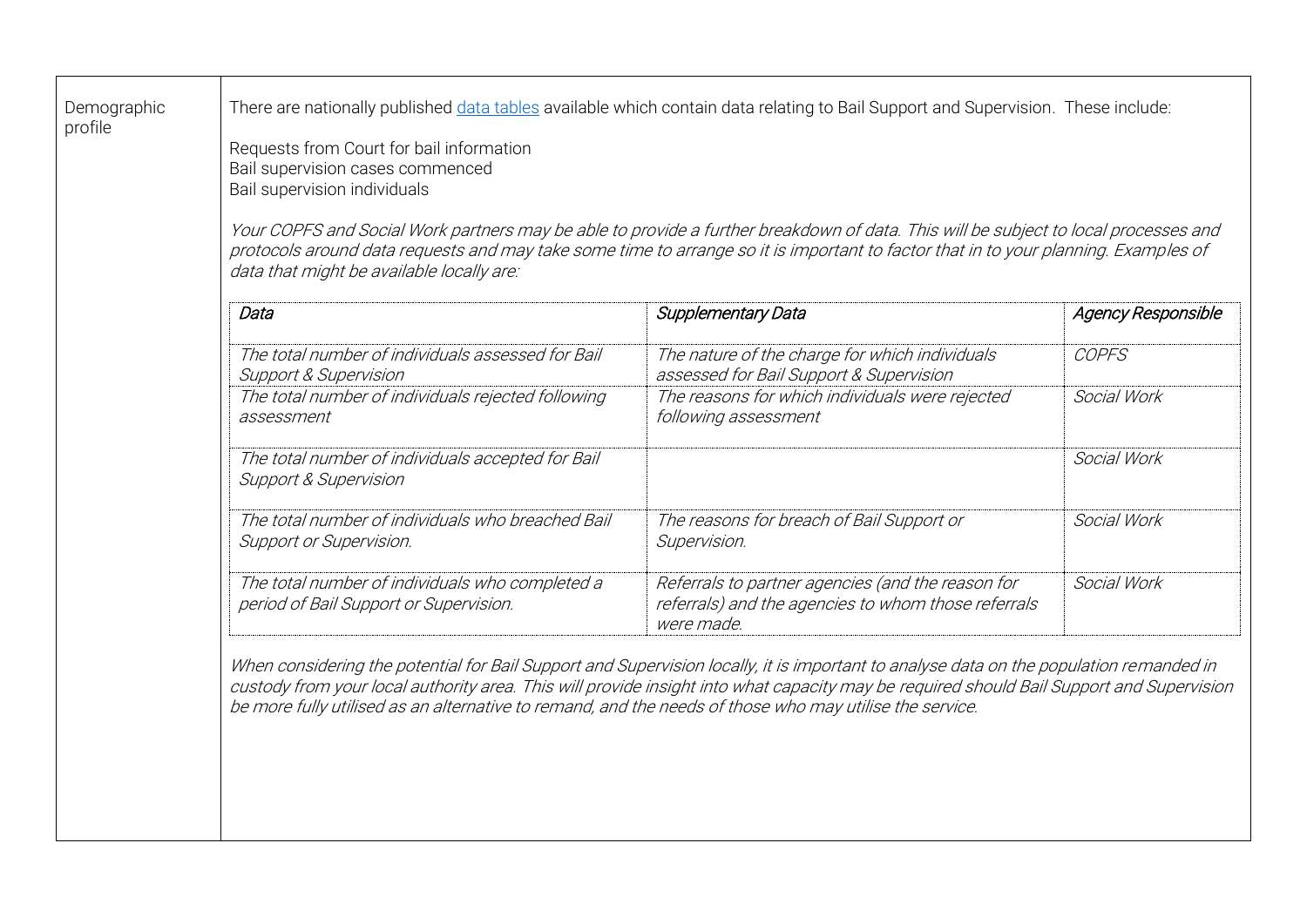**Demographic profile**

There are nationally published [data tables](data tables) available which contain data relating to Bail Support and Supervision. These include:

Requests from Court for bail information
Bail supervision cases commenced
Bail supervision individuals

*Your COPFS and Social Work partners may be able to provide a further breakdown of data. This will be subject to local processes and protocols around data requests and may take some time to arrange so it is important to factor that in to your planning. Examples of data that might be available locally are:*

| *Data* | *Supplementary Data* | *Agency Responsible* |
|---|---|---|
| *The total number of individuals assessed for Bail Support & Supervision* | *The nature of the charge for which individuals assessed for Bail Support & Supervision* | *COPFS* |
| *The total number of individuals rejected following assessment* | *The reasons for which individuals were rejected following assessment* | *Social Work* |
| *The total number of individuals accepted for Bail Support & Supervision* | | *Social Work* |
| *The total number of individuals who breached Bail Support or Supervision.* | *The reasons for breach of Bail Support or Supervision.* | *Social Work* |
| *The total number of individuals who completed a period of Bail Support or Supervision.* | *Referrals to partner agencies (and the reason for referrals) and the agencies to whom those referrals were made.* | *Social Work* |

*When considering the potential for Bail Support and Supervision locally, it is important to analyse data on the population remanded in custody from your local authority area. This will provide insight into what capacity may be required should Bail Support and Supervision be more fully utilised as an alternative to remand, and the needs of those who may utilise the service.*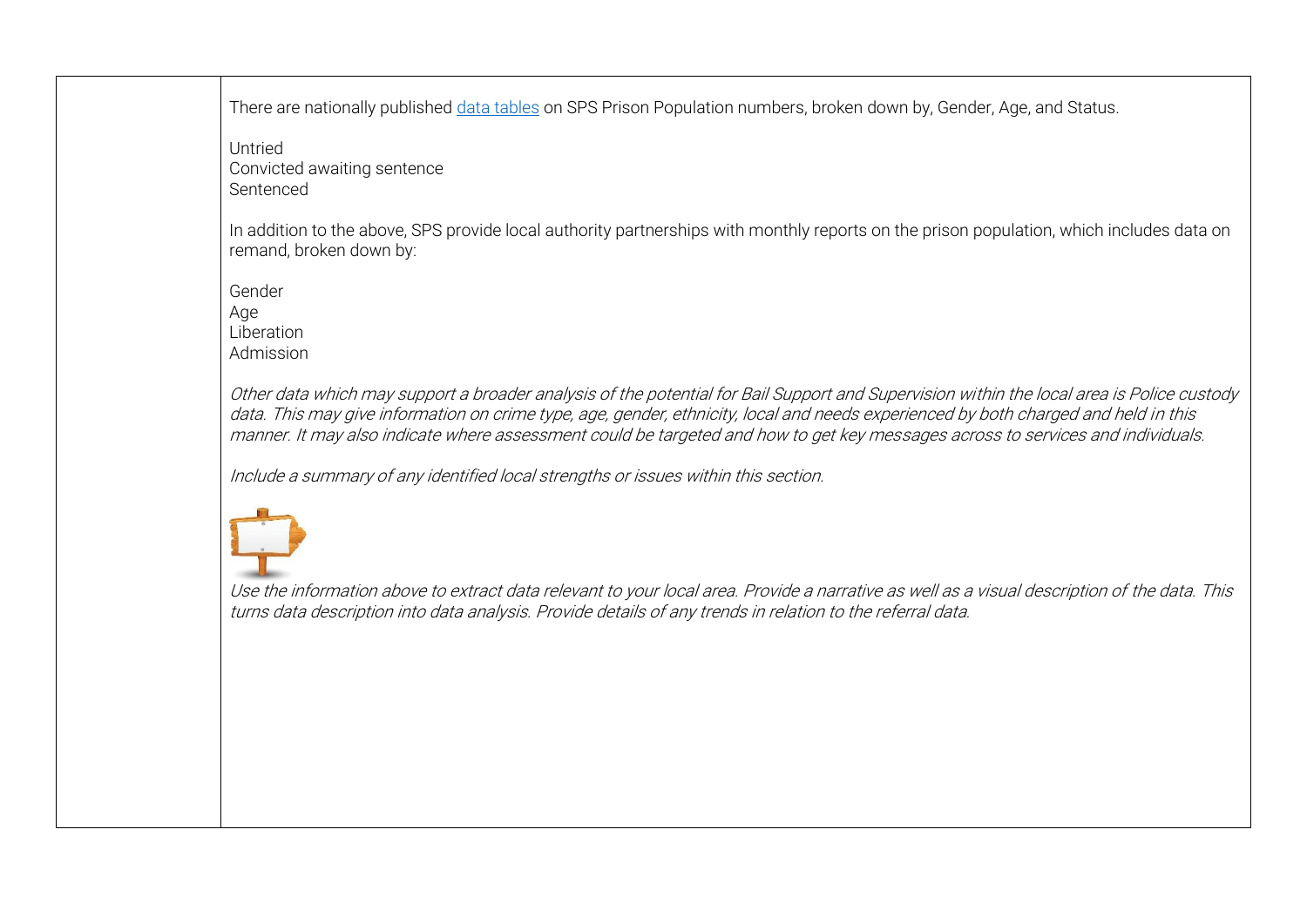There are nationally published [data tables](#) on SPS Prison Population numbers, broken down by, Gender, Age, and Status.

Untried
Convicted awaiting sentence
Sentenced

In addition to the above, SPS provide local authority partnerships with monthly reports on the prison population, which includes data on remand, broken down by:

Gender
Age
Liberation
Admission

*Other data which may support a broader analysis of the potential for Bail Support and Supervision within the local area is Police custody data. This may give information on crime type, age, gender, ethnicity, local and needs experienced by both charged and held in this manner. It may also indicate where assessment could be targeted and how to get key messages across to services and individuals.*

*Include a summary of any identified local strengths or issues within this section.*

*Use the information above to extract data relevant to your local area. Provide a narrative as well as a visual description of the data. This turns data description into data analysis. Provide details of any trends in relation to the referral data.*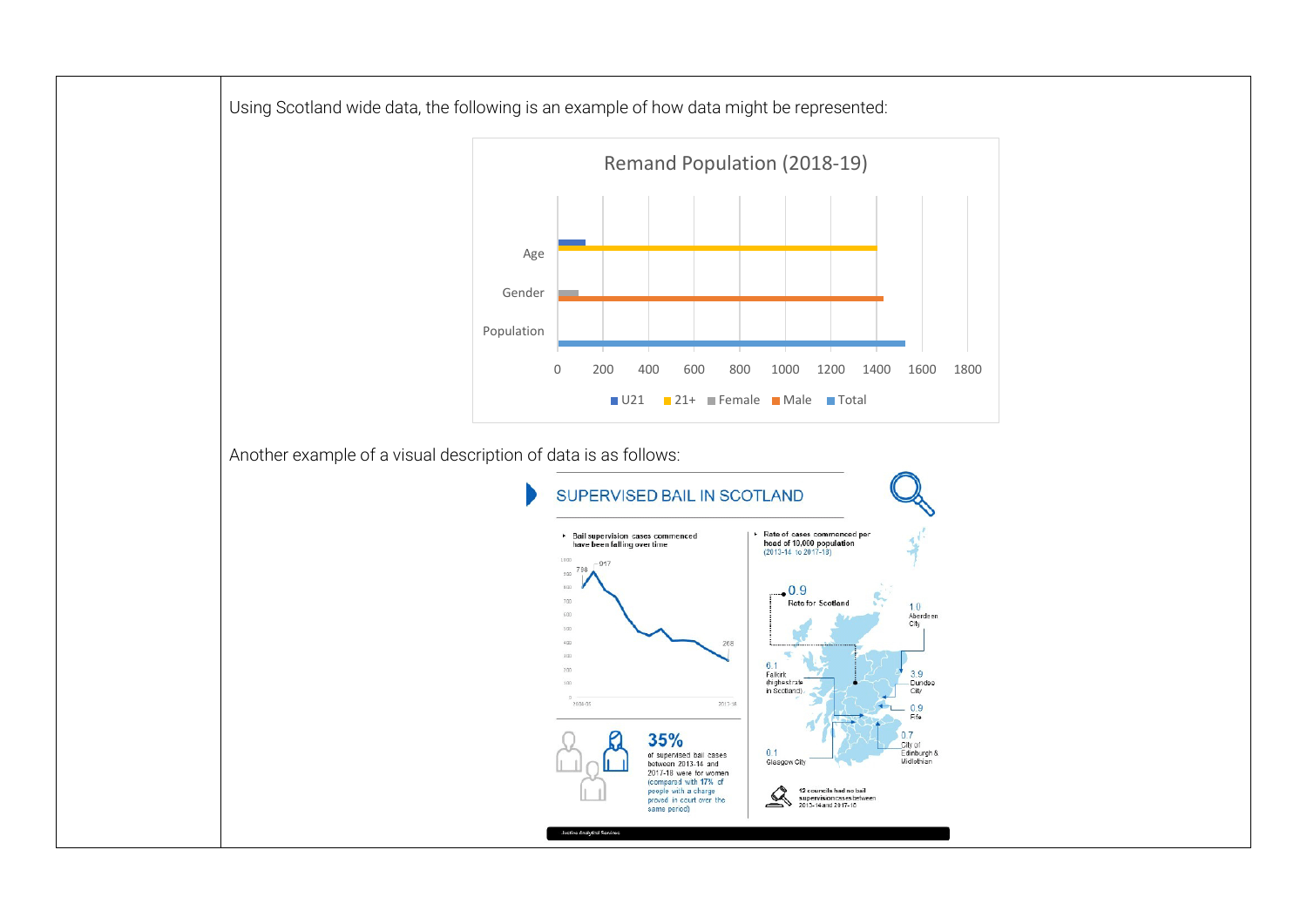Using Scotland wide data, the following is an example of how data might be represented:

Remand Population (2018-19)

Age

Gender

Population

0 200 400 600 800 1000 1200 1400 1600 1800

U21 21+ Female Male Total

Another example of a visual description of data is as follows:

SUPERVISED BAIL IN SCOTLAND

- Bail supervision cases commenced have been falling over time

798 917 268

2004-05 2017-18

35% of supervised bail cases between 2013-14 and 2017-18 were for women (compared with 17% of people with a charge proved in court over the same period)

- Rate of cases commenced per head of 10,000 population (2013-14 to 2017-18)

0.9 Rate for Scotland

1.0 Aberdeen City

6.1 Falkirk (highest rate in Scotland)

3.9 Dundee City

0.9 Fife

0.7 City of Edinburgh & Midlothian

0.1 Glasgow City

12 councils had no bail supervision cases between 2013-14 and 2017-18

Justice Analytical Services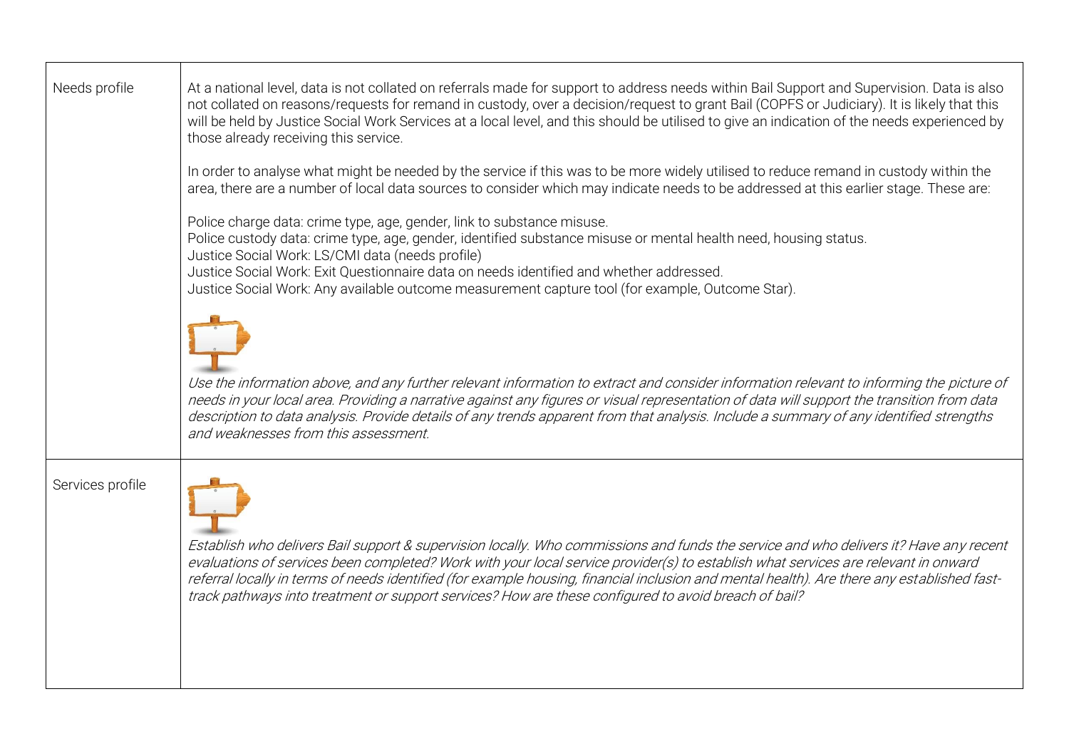| | |
|---|---|
| Needs profile | At a national level, data is not collated on referrals made for support to address needs within Bail Support and Supervision. Data is also not collated on reasons/requests for remand in custody, over a decision/request to grant Bail (COPFS or Judiciary). It is likely that this will be held by Justice Social Work Services at a local level, and this should be utilised to give an indication of the needs experienced by those already receiving this service.<br><br>In order to analyse what might be needed by the service if this was to be more widely utilised to reduce remand in custody within the area, there are a number of local data sources to consider which may indicate needs to be addressed at this earlier stage. These are:<br><br>Police charge data: crime type, age, gender, link to substance misuse.<br>Police custody data: crime type, age, gender, identified substance misuse or mental health need, housing status.<br>Justice Social Work: LS/CMI data (needs profile)<br>Justice Social Work: Exit Questionnaire data on needs identified and whether addressed.<br>Justice Social Work: Any available outcome measurement capture tool (for example, Outcome Star).<br><br>*Use the information above, and any further relevant information to extract and consider information relevant to informing the picture of needs in your local area. Providing a narrative against any figures or visual representation of data will support the transition from data description to data analysis. Provide details of any trends apparent from that analysis. Include a summary of any identified strengths and weaknesses from this assessment.* |
| Services profile | *Establish who delivers Bail support & supervision locally. Who commissions and funds the service and who delivers it? Have any recent evaluations of services been completed? Work with your local service provider(s) to establish what services are relevant in onward referral locally in terms of needs identified (for example housing, financial inclusion and mental health). Are there any established fast-track pathways into treatment or support services? How are these configured to avoid breach of bail?* |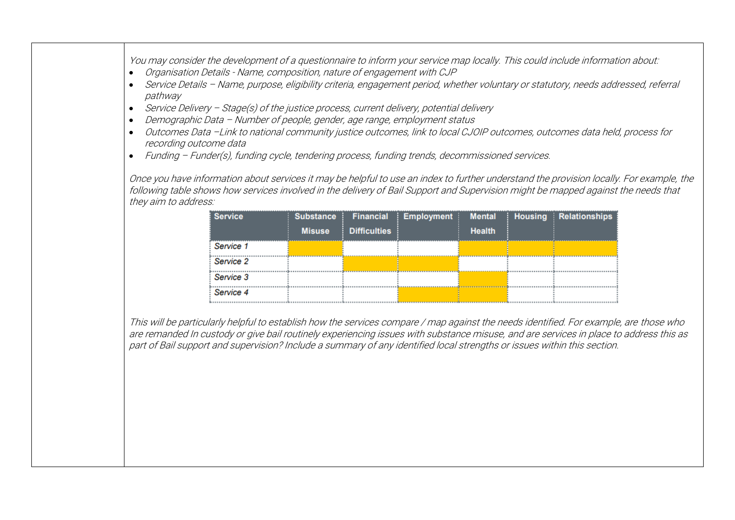*You may consider the development of a questionnaire to inform your service map locally. This could include information about:*

- *Organisation Details - Name, composition, nature of engagement with CJP*
- *Service Details – Name, purpose, eligibility criteria, engagement period, whether voluntary or statutory, needs addressed, referral pathway*
- *Service Delivery – Stage(s) of the justice process, current delivery, potential delivery*
- *Demographic Data – Number of people, gender, age range, employment status*
- *Outcomes Data –Link to national community justice outcomes, link to local CJOIP outcomes, outcomes data held, process for recording outcome data*
- *Funding – Funder(s), funding cycle, tendering process, funding trends, decommissioned services.*

*Once you have information about services it may be helpful to use an index to further understand the provision locally. For example, the following table shows how services involved in the delivery of Bail Support and Supervision might be mapped against the needs that they aim to address:*

| Service | Substance Misuse | Financial Difficulties | Employment | Mental Health | Housing | Relationships |
|---|---|---|---|---|---|---|
| *Service 1* | ■ | | | ■ | ■ | ■ |
| *Service 2* | | ■ | ■ | | | |
| *Service 3* | | | | ■ | | |
| *Service 4* | | | ■ | ■ | | |

*This will be particularly helpful to establish how the services compare / map against the needs identified. For example, are those who are remanded In custody or give bail routinely experiencing issues with substance misuse, and are services in place to address this as part of Bail support and supervision? Include a summary of any identified local strengths or issues within this section.*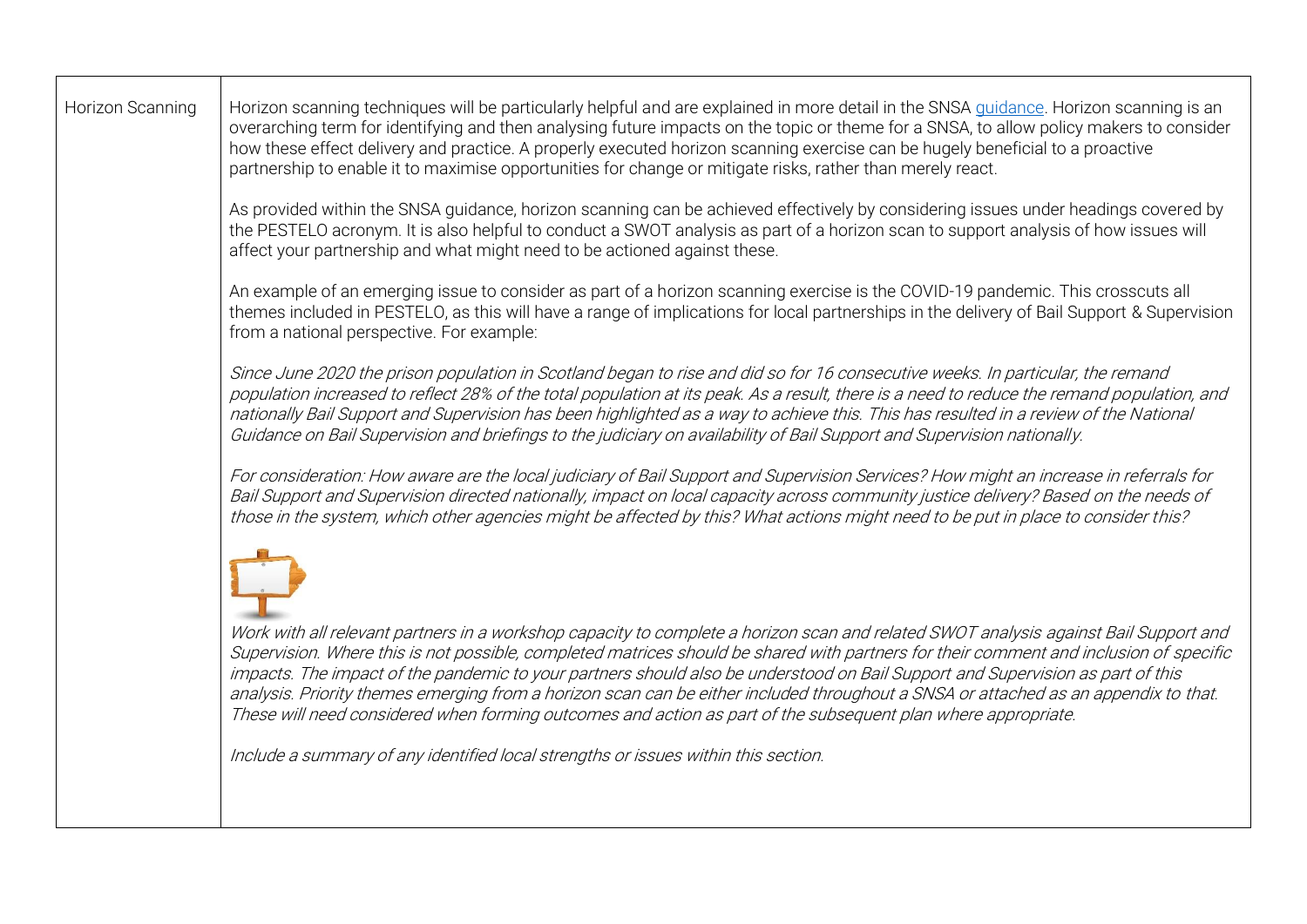| Horizon Scanning | Horizon scanning techniques will be particularly helpful and are explained in more detail in the SNSA [guidance](). Horizon scanning is an overarching term for identifying and then analysing future impacts on the topic or theme for a SNSA, to allow policy makers to consider how these effect delivery and practice. A properly executed horizon scanning exercise can be hugely beneficial to a proactive partnership to enable it to maximise opportunities for change or mitigate risks, rather than merely react.<br><br>As provided within the SNSA guidance, horizon scanning can be achieved effectively by considering issues under headings covered by the PESTELO acronym. It is also helpful to conduct a SWOT analysis as part of a horizon scan to support analysis of how issues will affect your partnership and what might need to be actioned against these.<br><br>An example of an emerging issue to consider as part of a horizon scanning exercise is the COVID-19 pandemic. This crosscuts all themes included in PESTELO, as this will have a range of implications for local partnerships in the delivery of Bail Support & Supervision from a national perspective. For example:<br><br>*Since June 2020 the prison population in Scotland began to rise and did so for 16 consecutive weeks. In particular, the remand population increased to reflect 28% of the total population at its peak. As a result, there is a need to reduce the remand population, and nationally Bail Support and Supervision has been highlighted as a way to achieve this. This has resulted in a review of the National Guidance on Bail Supervision and briefings to the judiciary on availability of Bail Support and Supervision nationally.*<br><br>*For consideration: How aware are the local judiciary of Bail Support and Supervision Services? How might an increase in referrals for Bail Support and Supervision directed nationally, impact on local capacity across community justice delivery? Based on the needs of those in the system, which other agencies might be affected by this? What actions might need to be put in place to consider this?*<br><br>*Work with all relevant partners in a workshop capacity to complete a horizon scan and related SWOT analysis against Bail Support and Supervision. Where this is not possible, completed matrices should be shared with partners for their comment and inclusion of specific impacts. The impact of the pandemic to your partners should also be understood on Bail Support and Supervision as part of this analysis. Priority themes emerging from a horizon scan can be either included throughout a SNSA or attached as an appendix to that. These will need considered when forming outcomes and action as part of the subsequent plan where appropriate.*<br><br>*Include a summary of any identified local strengths or issues within this section.* |
|---|---|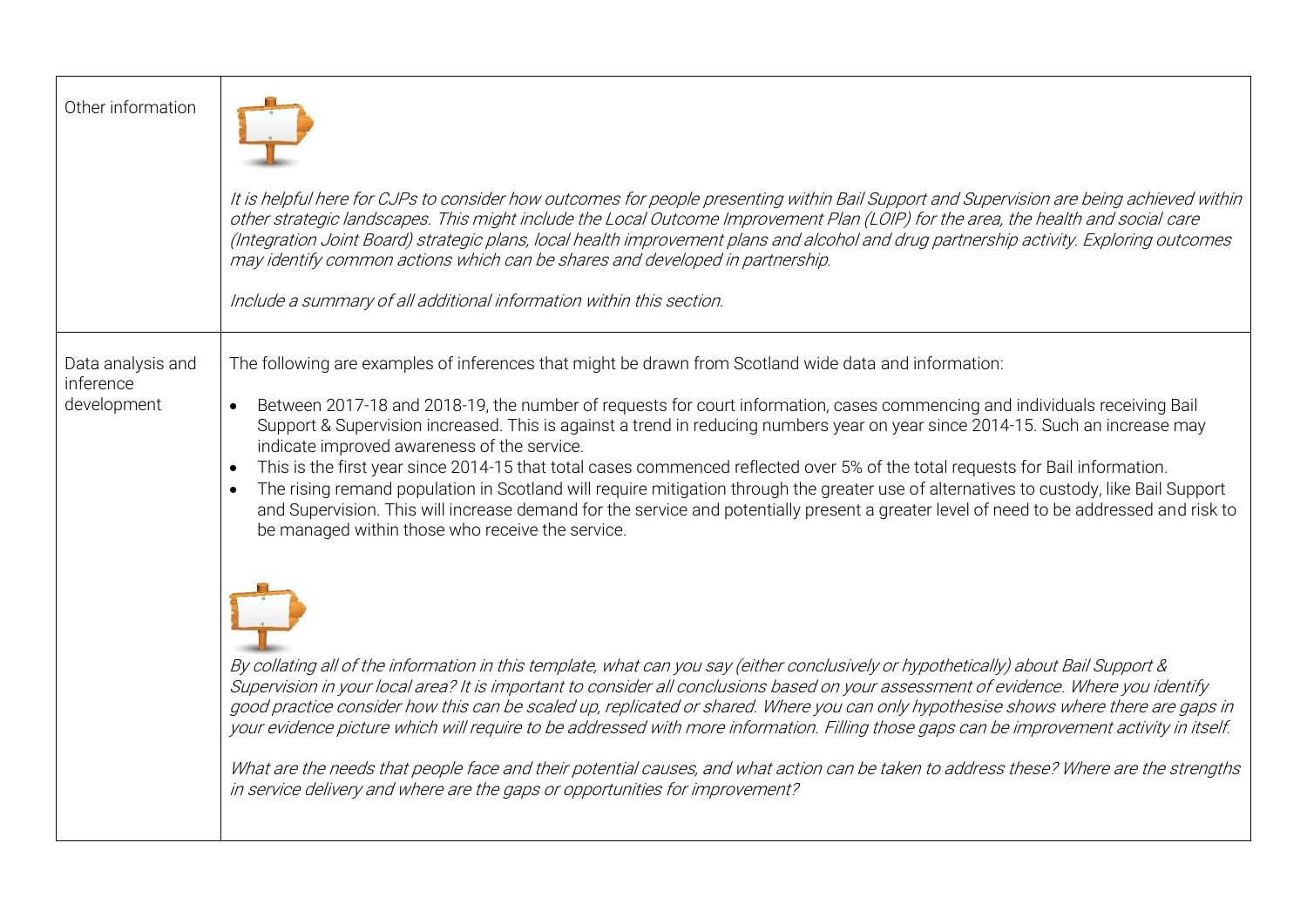| | |
|---|---|
| Other information | *It is helpful here for CJPs to consider how outcomes for people presenting within Bail Support and Supervision are being achieved within other strategic landscapes. This might include the Local Outcome Improvement Plan (LOIP) for the area, the health and social care (Integration Joint Board) strategic plans, local health improvement plans and alcohol and drug partnership activity. Exploring outcomes may identify common actions which can be shares and developed in partnership.*<br><br>*Include a summary of all additional information within this section.* |
| Data analysis and inference development | The following are examples of inferences that might be drawn from Scotland wide data and information:<br><br>• Between 2017-18 and 2018-19, the number of requests for court information, cases commencing and individuals receiving Bail Support & Supervision increased. This is against a trend in reducing numbers year on year since 2014-15. Such an increase may indicate improved awareness of the service.<br>• This is the first year since 2014-15 that total cases commenced reflected over 5% of the total requests for Bail information.<br>• The rising remand population in Scotland will require mitigation through the greater use of alternatives to custody, like Bail Support and Supervision. This will increase demand for the service and potentially present a greater level of need to be addressed and risk to be managed within those who receive the service.<br><br>*By collating all of the information in this template, what can you say (either conclusively or hypothetically) about Bail Support & Supervision in your local area? It is important to consider all conclusions based on your assessment of evidence. Where you identify good practice consider how this can be scaled up, replicated or shared. Where you can only hypothesise shows where there are gaps in your evidence picture which will require to be addressed with more information. Filling those gaps can be improvement activity in itself.*<br><br>*What are the needs that people face and their potential causes, and what action can be taken to address these? Where are the strengths in service delivery and where are the gaps or opportunities for improvement?* |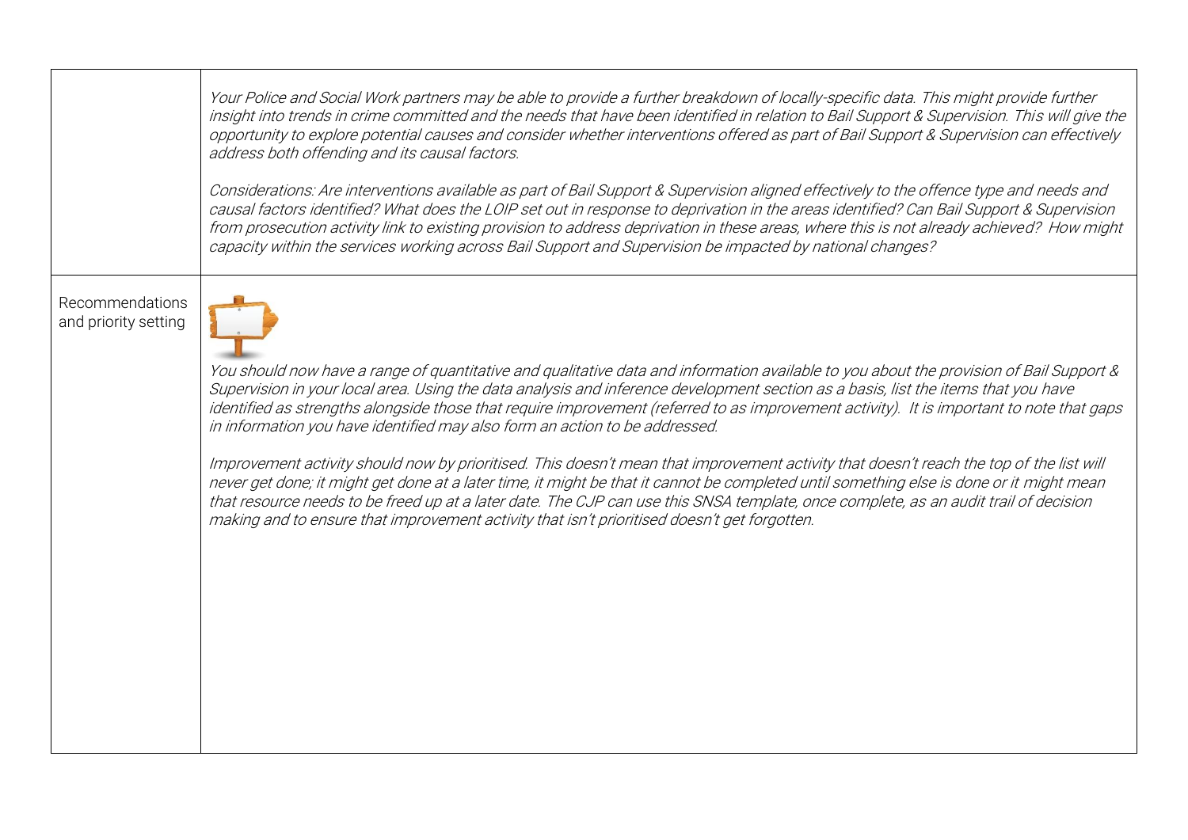| | |
|---|---|
| | *Your Police and Social Work partners may be able to provide a further breakdown of locally-specific data. This might provide further insight into trends in crime committed and the needs that have been identified in relation to Bail Support & Supervision. This will give the opportunity to explore potential causes and consider whether interventions offered as part of Bail Support & Supervision can effectively address both offending and its causal factors.*<br><br>*Considerations: Are interventions available as part of Bail Support & Supervision aligned effectively to the offence type and needs and causal factors identified? What does the LOIP set out in response to deprivation in the areas identified? Can Bail Support & Supervision from prosecution activity link to existing provision to address deprivation in these areas, where this is not already achieved? How might capacity within the services working across Bail Support and Supervision be impacted by national changes?* |
| Recommendations and priority setting | *You should now have a range of quantitative and qualitative data and information available to you about the provision of Bail Support & Supervision in your local area. Using the data analysis and inference development section as a basis, list the items that you have identified as strengths alongside those that require improvement (referred to as improvement activity). It is important to note that gaps in information you have identified may also form an action to be addressed.*<br><br>*Improvement activity should now by prioritised. This doesn't mean that improvement activity that doesn't reach the top of the list will never get done; it might get done at a later time, it might be that it cannot be completed until something else is done or it might mean that resource needs to be freed up at a later date. The CJP can use this SNSA template, once complete, as an audit trail of decision making and to ensure that improvement activity that isn't prioritised doesn't get forgotten.* |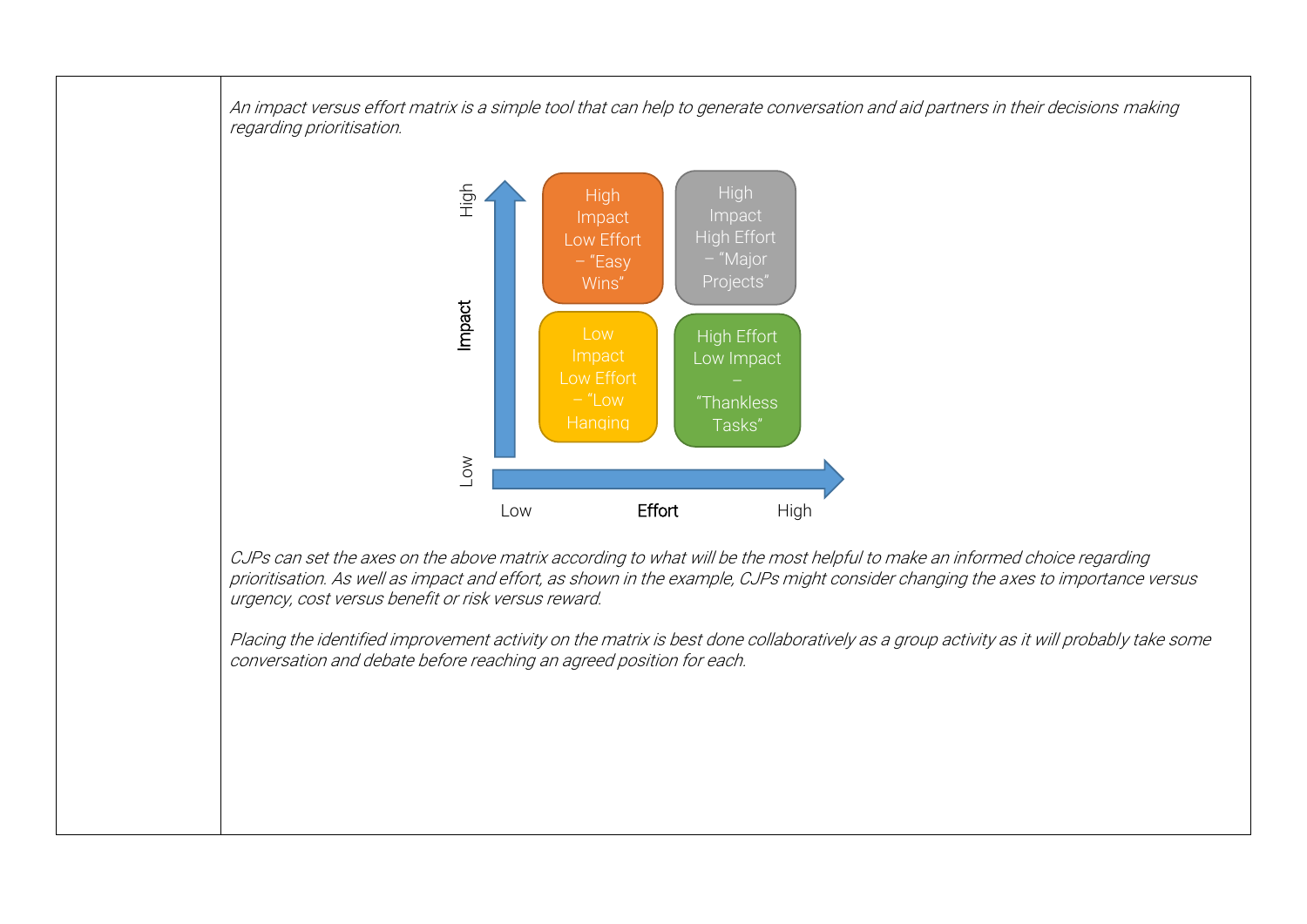*An impact versus effort matrix is a simple tool that can help to generate conversation and aid partners in their decisions making regarding prioritisation.*

| Impact / Effort | Low | High |
|---|---|---|
| **High** | High Impact Low Effort – "Easy Wins" | High Impact High Effort – "Major Projects" |
| **Low** | Low Impact Low Effort – "Low Hanging | High Effort Low Impact – "Thankless Tasks" |

*CJPs can set the axes on the above matrix according to what will be the most helpful to make an informed choice regarding prioritisation. As well as impact and effort, as shown in the example, CJPs might consider changing the axes to importance versus urgency, cost versus benefit or risk versus reward.*

*Placing the identified improvement activity on the matrix is best done collaboratively as a group activity as it will probably take some conversation and debate before reaching an agreed position for each.*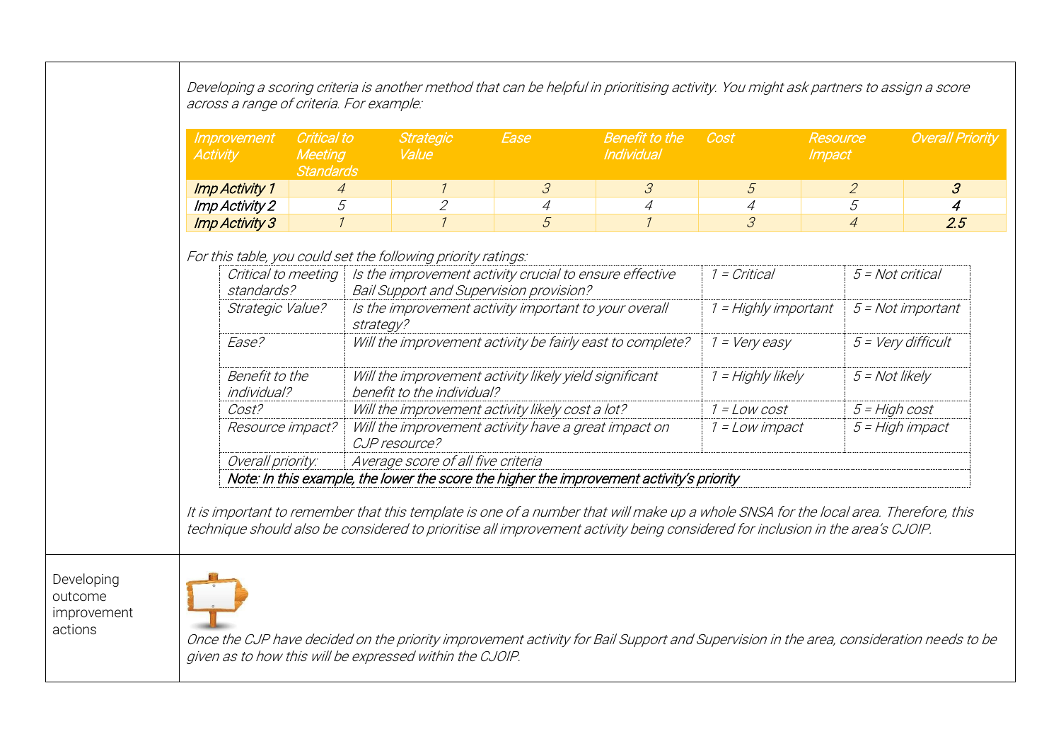*Developing a scoring criteria is another method that can be helpful in prioritising activity. You might ask partners to assign a score across a range of criteria. For example:*

| *Improvement Activity* | *Critical to Meeting Standards* | *Strategic Value* | *Ease* | *Benefit to the Individual* | *Cost* | *Resource Impact* | *Overall Priority* |
|---|---|---|---|---|---|---|---|
| *Imp Activity 1* | *4* | *1* | *3* | *3* | *5* | *2* | ***3*** |
| *Imp Activity 2* | *5* | *2* | *4* | *4* | *4* | *5* | ***4*** |
| *Imp Activity 3* | *1* | *1* | *5* | *1* | *3* | *4* | ***2.5*** |

*For this table, you could set the following priority ratings:*

| | | | |
|---|---|---|---|
| *Critical to meeting standards?* | *Is the improvement activity crucial to ensure effective Bail Support and Supervision provision?* | *1 = Critical* | *5 = Not critical* |
| *Strategic Value?* | *Is the improvement activity important to your overall strategy?* | *1 = Highly important* | *5 = Not important* |
| *Ease?* | *Will the improvement activity be fairly east to complete?* | *1 = Very easy* | *5 = Very difficult* |
| *Benefit to the individual?* | *Will the improvement activity likely yield significant benefit to the individual?* | *1 = Highly likely* | *5 = Not likely* |
| *Cost?* | *Will the improvement activity likely cost a lot?* | *1 = Low cost* | *5 = High cost* |
| *Resource impact?* | *Will the improvement activity have a great impact on CJP resource?* | *1 = Low impact* | *5 = High impact* |
| *Overall priority:* | *Average score of all five criteria* | | |
| ***Note: In this example, the lower the score the higher the improvement activity's priority*** | | | |

*It is important to remember that this template is one of a number that will make up a whole SNSA for the local area. Therefore, this technique should also be considered to prioritise all improvement activity being considered for inclusion in the area's CJOIP.*

Developing outcome improvement actions

*Once the CJP have decided on the priority improvement activity for Bail Support and Supervision in the area, consideration needs to be given as to how this will be expressed within the CJOIP.*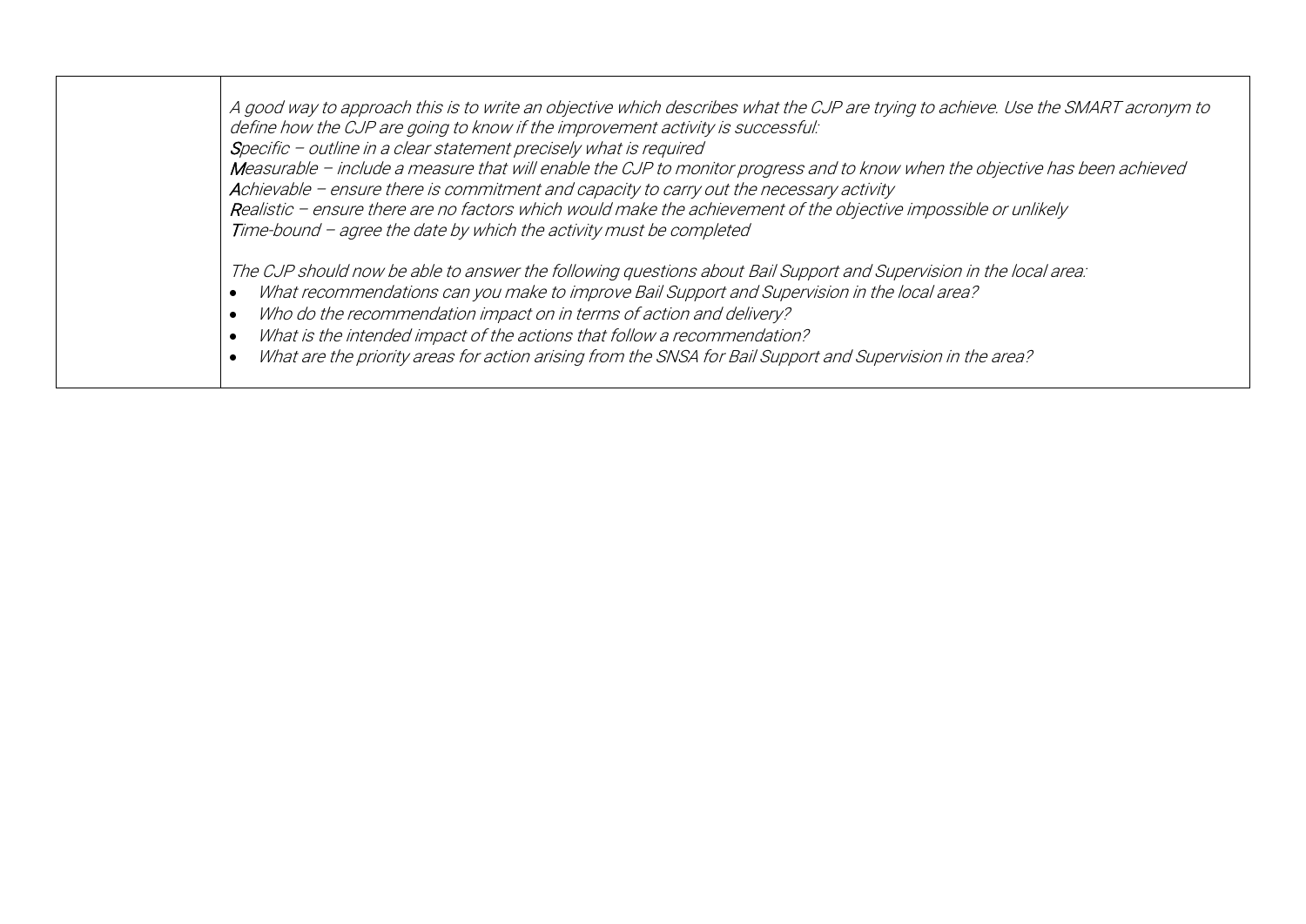| | |
|---|---|
| | *A good way to approach this is to write an objective which describes what the CJP are trying to achieve. Use the SMART acronym to define how the CJP are going to know if the improvement activity is successful:*<br>***S****pecific – outline in a clear statement precisely what is required*<br>***M****easurable – include a measure that will enable the CJP to monitor progress and to know when the objective has been achieved*<br>***A****chievable – ensure there is commitment and capacity to carry out the necessary activity*<br>***R****ealistic – ensure there are no factors which would make the achievement of the objective impossible or unlikely*<br>***T****ime-bound – agree the date by which the activity must be completed*<br><br>*The CJP should now be able to answer the following questions about Bail Support and Supervision in the local area:*<br>• *What recommendations can you make to improve Bail Support and Supervision in the local area?*<br>• *Who do the recommendation impact on in terms of action and delivery?*<br>• *What is the intended impact of the actions that follow a recommendation?*<br>• *What are the priority areas for action arising from the SNSA for Bail Support and Supervision in the area?* |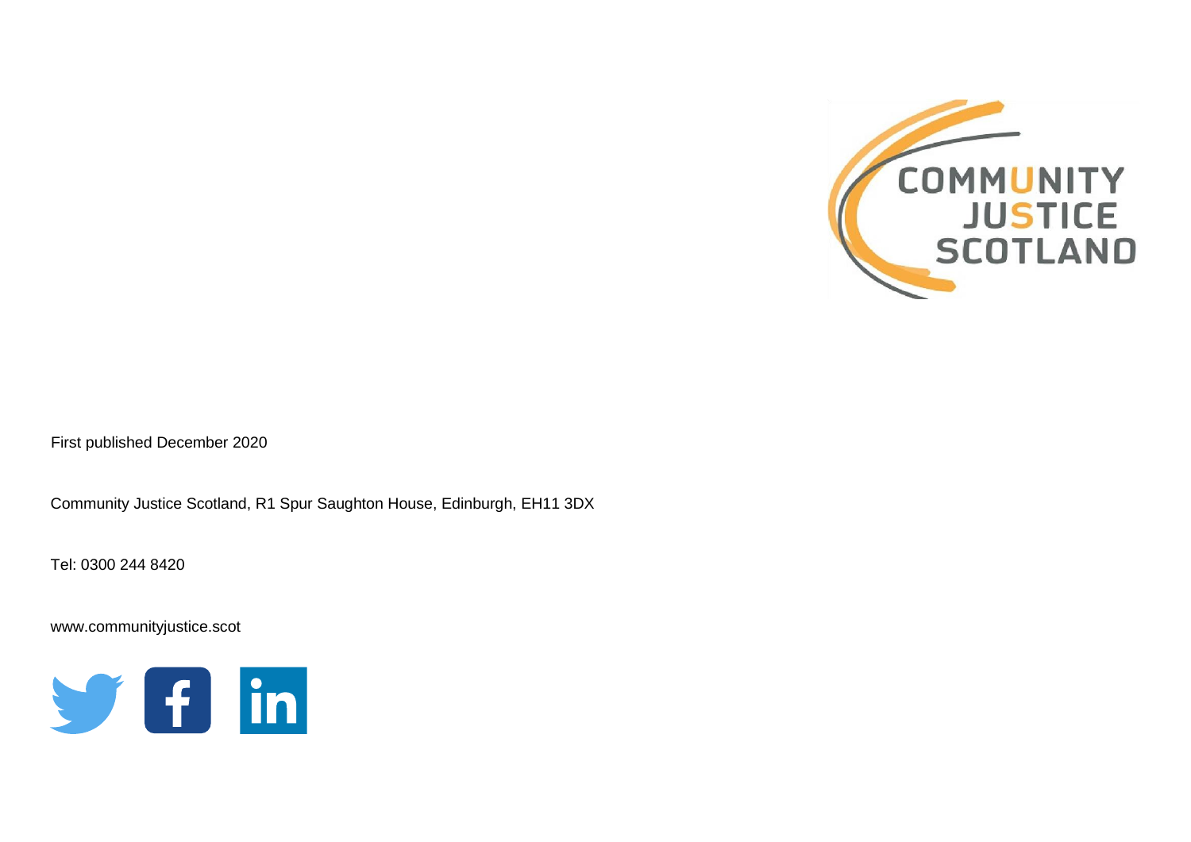COMMUNITY JUSTICE SCOTLAND

First published December 2020

Community Justice Scotland, R1 Spur Saughton House, Edinburgh, EH11 3DX

Tel: 0300 244 8420

www.communityjustice.scot